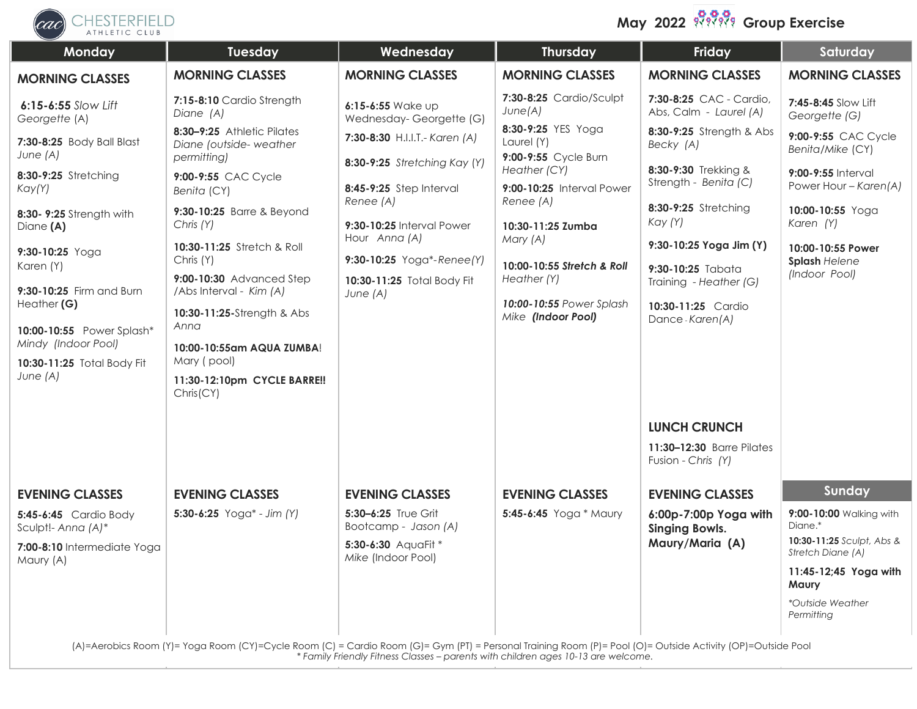# CHESTERFIELD ATHLETIC CLUB

## May 2022 Group Exercise

### Monday

**MORNING CLASSES**

**6:15-6:55** *Slow Lift* *Georgette* (A)

**7:30-8:25** Body Ball Blast *June (A)*

**8:30-9:25** Stretching *Kay(Y)*

**8:30- 9:25** Strength with Diane **(A)**

**9:30-10:25** Yoga Karen (Y)

**9:30-10:25** Firm and Burn Heather **(G)**

**10:00-10:55** Power Splash* *Mindy (Indoor Pool)*

**10:30-11:25** Total Body Fit *June (A)*

**EVENING CLASSES**

**5:45-6:45** Cardio Body Sculpt!- *Anna (A)**

**7:00-8:10** Intermediate Yoga Maury (A)

### Tuesday

**MORNING CLASSES**

**7:15-8:10** Cardio Strength *Diane (A)*

**8:30–9:25** Athletic Pilates *Diane (outside- weather permitting)*

**9:00-9:55** CAC Cycle *Benita* (CY)

**9:30-10:25** Barre & Beyond *Chris (Y)*

**10:30-11:25** Stretch & Roll Chris (Y)

**9:00-10:30** Advanced Step /Abs Interval - *Kim (A)*

**10:30-11:25-**Strength & Abs *Anna*

**10:00-10:55am AQUA ZUMBA**! Mary ( pool)

**11:30-12:10pm CYCLE BARRE!!** Chris(CY)

**EVENING CLASSES**

**5:30-6:25** Yoga* - *Jim (Y)*

### Wednesday

**MORNING CLASSES**

**6:15-6:55** Wake up Wednesday- Georgette (G)

**7:30-8:30** H.I.I.T.- *Karen (A)*

**8:30-9:25** *Stretching Kay (Y)*

**8:45-9:25** Step Interval *Renee (A)*

**9:30-10:25** Interval Power Hour *Anna (A)*

**9:30-10:25** Yoga*-*Renee(Y)*

**10:30-11:25** Total Body Fit *June (A)*

**EVENING CLASSES**

**5:30–6:25** True Grit Bootcamp - *Jason (A)*

**5:30-6:30** AquaFit * *Mike* (Indoor Pool)

### Thursday

**MORNING CLASSES**

**7:30-8:25** Cardio/Sculpt *June(A)*

**8:30-9:25** YES Yoga Laurel (Y)

**9:00-9:55** Cycle Burn *Heather (CY)*

**9:00-10:25** Interval Power *Renee (A)*

**10:30-11:25 Zumba** *Mary (A)*

***10:00-10:55 Stretch & Roll*** *Heather (Y)*

***10:00-10:55*** *Power Splash Mike* ***(Indoor Pool)***

**EVENING CLASSES**

**5:45-6:45** Yoga * Maury

### Friday

**MORNING CLASSES**

**7:30-8:25** CAC - Cardio, Abs, Calm - *Laurel (A)*

**8:30-9:25** Strength & Abs *Becky (A)*

**8:30-9:30** Trekking & Strength - *Benita (C)*

**8:30-9:25** Stretching *Kay (Y)*

**9:30-10:25 Yoga Jim (Y)**

**9:30-10:25** Tabata Training - *Heather (G)*

**10:30-11:25** Cardio Dance - *Karen(A)*

**LUNCH CRUNCH**

**11:30–12:30** Barre Pilates Fusion - *Chris (Y)*

**EVENING CLASSES**

**6:00p-7:00p Yoga with Singing Bowls. Maury/Maria (A)**

### Saturday

**MORNING CLASSES**

**7:45-8:45** Slow Lift *Georgette (G)*

**9:00-9:55** CAC Cycle *Benita/Mike* (CY)

**9:00-9:55** Interval Power Hour – *Karen(A)*

**10:00-10:55** Yoga *Karen (Y)*

**10:00-10:55 Power Splash** *Helene (Indoor Pool)*

### Sunday

**9:00-10:00** Walking with Diane.*

**10:30-11:25** *Sculpt, Abs & Stretch Diane (A)*

**11:45-12;45 Yoga with Maury**

**Outside Weather Permitting*

(A)=Aerobics Room (Y)= Yoga Room (CY)=Cycle Room (C) = Cardio Room (G)= Gym (PT) = Personal Training Room (P)= Pool (O)= Outside Activity (OP)=Outside Pool

*\* Family Friendly Fitness Classes – parents with children ages 10-13 are welcome.*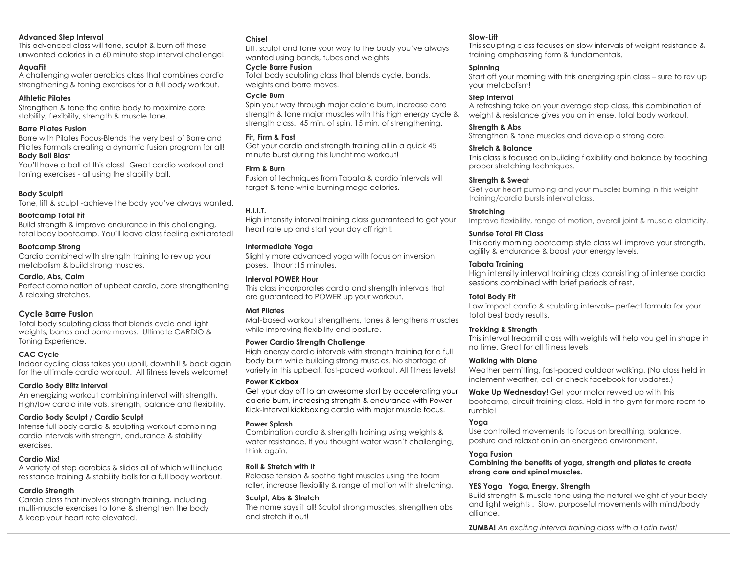**Advanced Step Interval**
This advanced class will tone, sculpt & burn off those unwanted calories in a 60 minute step interval challenge!

**AquaFit**
A challenging water aerobics class that combines cardio strengthening & toning exercises for a full body workout.

**Athletic Pilates**
Strengthen & tone the entire body to maximize core stability, flexibility, strength & muscle tone.

**Barre Pilates Fusion**
Barre with Pilates Focus-Blends the very best of Barre and Pilates Formats creating a dynamic fusion program for all!

**Body Ball Blast**
You'll have a ball at this class! Great cardio workout and toning exercises - all using the stability ball.

**Body Sculpt!**
Tone, lift & sculpt -achieve the body you've always wanted.

**Bootcamp Total Fit**
Build strength & improve endurance in this challenging, total body bootcamp. You'll leave class feeling exhilarated!

**Bootcamp Strong**
Cardio combined with strength training to rev up your metabolism & build strong muscles.

**Cardio, Abs, Calm**
Perfect combination of upbeat cardio, core strengthening & relaxing stretches.

**Cycle Barre Fusion**
Total body sculpting class that blends cycle and light weights, bands and barre moves. Ultimate CARDIO & Toning Experience.

**CAC Cycle**
Indoor cycling class takes you uphill, downhill & back again for the ultimate cardio workout. All fitness levels welcome!

**Cardio Body Blitz Interval**
An energizing workout combining interval with strength. High/low cardio intervals, strength, balance and flexibility.

**Cardio Body Sculpt / Cardio Sculpt**
Intense full body cardio & sculpting workout combining cardio intervals with strength, endurance & stability exercises.

**Cardio Mix!**
A variety of step aerobics & slides all of which will include resistance training & stability balls for a full body workout.

**Cardio Strength**
Cardio class that involves strength training, including multi-muscle exercises to tone & strengthen the body & keep your heart rate elevated.

**Chisel**
Lift, sculpt and tone your way to the body you've always wanted using bands, tubes and weights.

**Cycle Barre Fusion**
Total body sculpting class that blends cycle, bands, weights and barre moves.

**Cycle Burn**
Spin your way through major calorie burn, increase core strength & tone major muscles with this high energy cycle & strength class. 45 min. of spin, 15 min. of strengthening.

**Fit, Firm & Fast**
Get your cardio and strength training all in a quick 45 minute burst during this lunchtime workout!

**Firm & Burn**
Fusion of techniques from Tabata & cardio intervals will target & tone while burning mega calories.

**H.I.I.T.**
High intensity interval training class guaranteed to get your heart rate up and start your day off right!

**Intermediate Yoga**
Slightly more advanced yoga with focus on inversion poses. 1hour :15 minutes.

**Interval POWER Hour**
This class incorporates cardio and strength intervals that are guaranteed to POWER up your workout.

**Mat Pilates**
Mat-based workout strengthens, tones & lengthens muscles while improving flexibility and posture.

**Power Cardio Strength Challenge**
High energy cardio intervals with strength training for a full body burn while building strong muscles. No shortage of variety in this upbeat, fast-paced workout. All fitness levels!

**Power Kickbox**
Get your day off to an awesome start by accelerating your calorie burn, increasing strength & endurance with Power Kick-Interval kickboxing cardio with major muscle focus.

**Power Splash**
Combination cardio & strength training using weights & water resistance. If you thought water wasn't challenging, think again.

**Roll & Stretch with It**
Release tension & soothe tight muscles using the foam roller, increase flexibility & range of motion with stretching.

**Sculpt, Abs & Stretch**
The name says it all! Sculpt strong muscles, strengthen abs and stretch it out!

**Slow-Lift**
This sculpting class focuses on slow intervals of weight resistance & training emphasizing form & fundamentals.

**Spinning**
Start off your morning with this energizing spin class – sure to rev up your metabolism!

**Step Interval**
A refreshing take on your average step class, this combination of weight & resistance gives you an intense, total body workout.

**Strength & Abs**
Strengthen & tone muscles and develop a strong core.

**Stretch & Balance**
This class is focused on building flexibility and balance by teaching proper stretching techniques.

**Strength & Sweat**
Get your heart pumping and your muscles burning in this weight training/cardio bursts interval class.

**Stretching**
Improve flexibility, range of motion, overall joint & muscle elasticity.

**Sunrise Total Fit Class**
This early morning bootcamp style class will improve your strength, agility & endurance & boost your energy levels.

**Tabata Training**
High intensity interval training class consisting of intense cardio sessions combined with brief periods of rest.

**Total Body Fit**
Low impact cardio & sculpting intervals– perfect formula for your total best body results.

**Trekking & Strength**
This interval treadmill class with weights will help you get in shape in no time. Great for all fitness levels

**Walking with Diane**
Weather permitting, fast-paced outdoor walking. (No class held in inclement weather, call or check facebook for updates.)

**Wake Up Wednesday!** Get your motor revved up with this bootcamp, circuit training class. Held in the gym for more room to rumble!

**Yoga**
Use controlled movements to focus on breathing, balance, posture and relaxation in an energized environment.

**Yoga Fusion**
**Combining the benefits of yoga, strength and pilates to create strong core and spinal muscles.**

**YES Yoga Yoga, Energy, Strength**
Build strength & muscle tone using the natural weight of your body and light weights . Slow, purposeful movements with mind/body alliance.

**ZUMBA!** *An exciting interval training class with a Latin twist!*